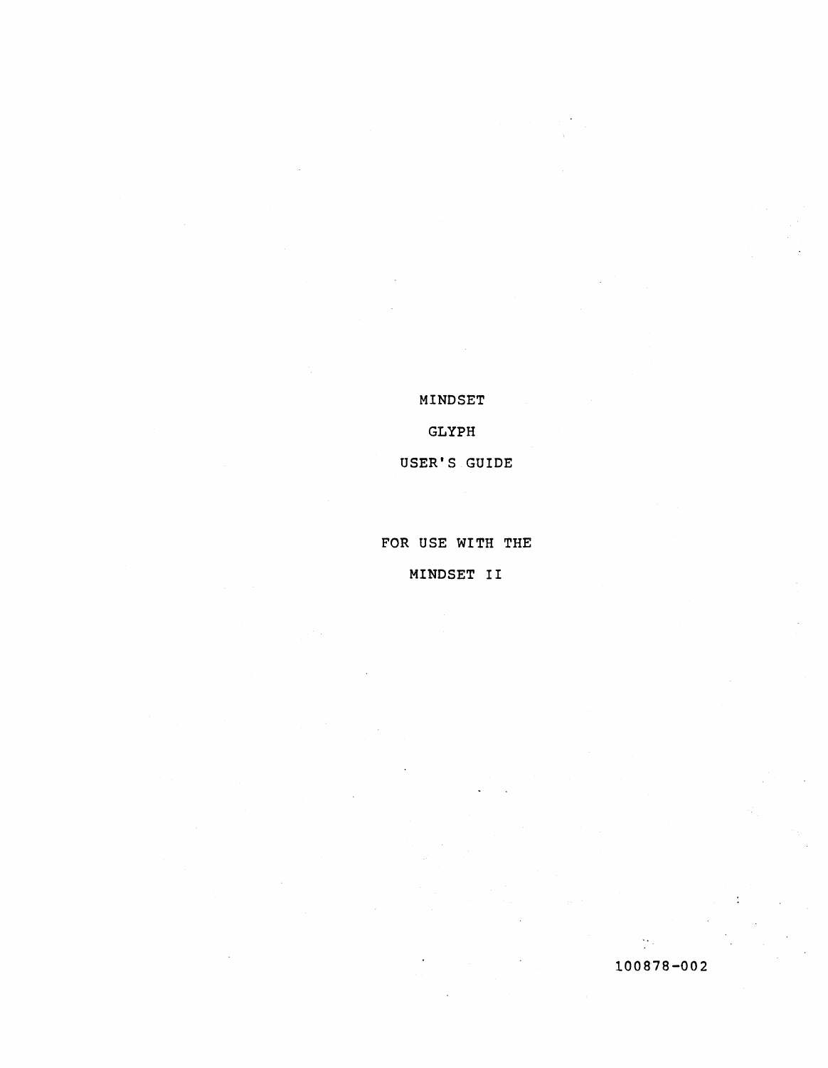# MINDSET

# GLYPH

# USER'S GUIDE

FOR USE WITH THE

MINDSET II

100878-002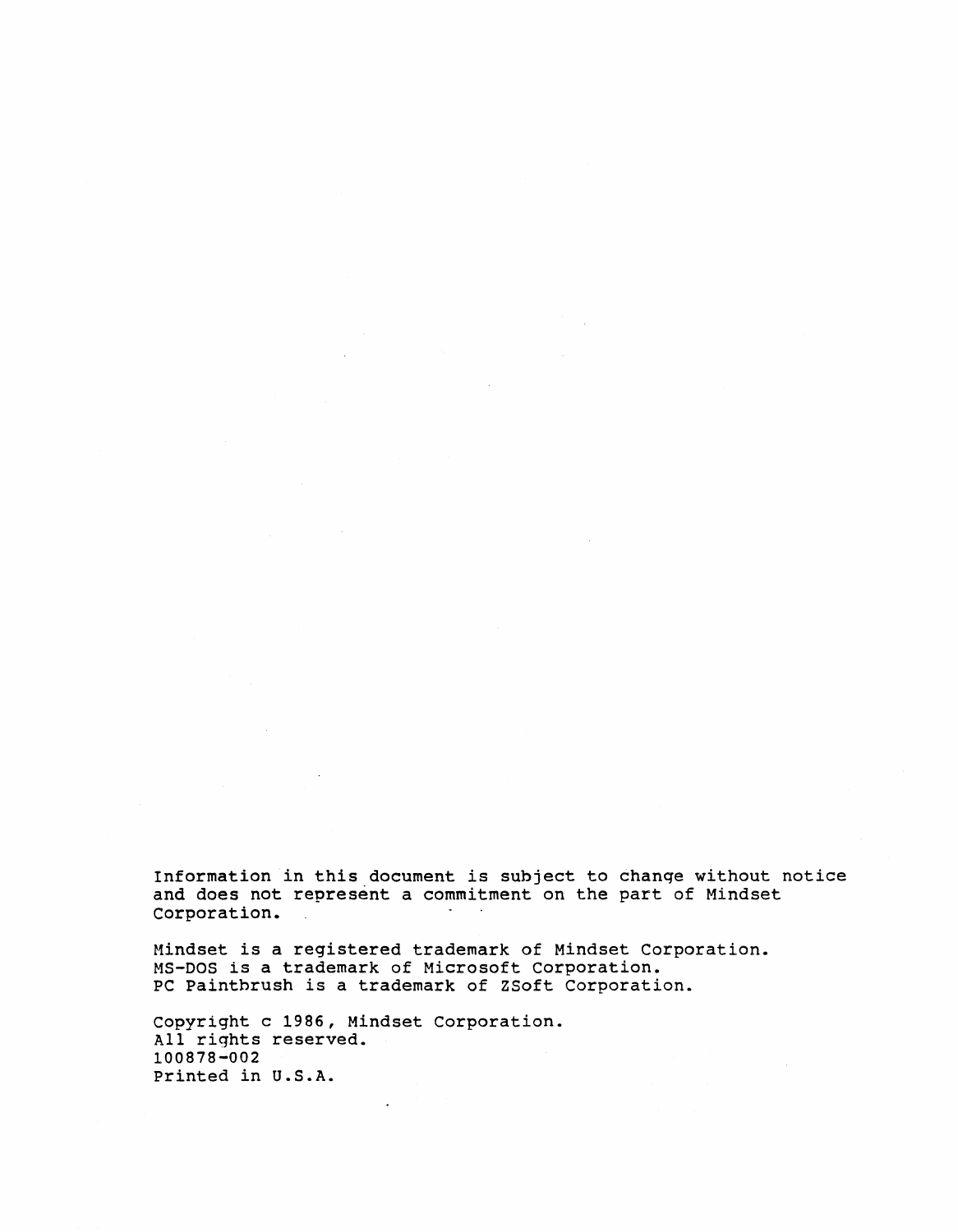Information in this document is subject to change without notice and does not represent a commitment on the part of Mindset Corporation.

Mindset is a registered trademark of Mindset Corporation.
MS-DOS is a trademark of Microsoft Corporation.
PC Paintbrush is a trademark of ZSoft Corporation.

Copyright c 1986, Mindset Corporation.
All rights reserved.
100878-002
Printed in U.S.A.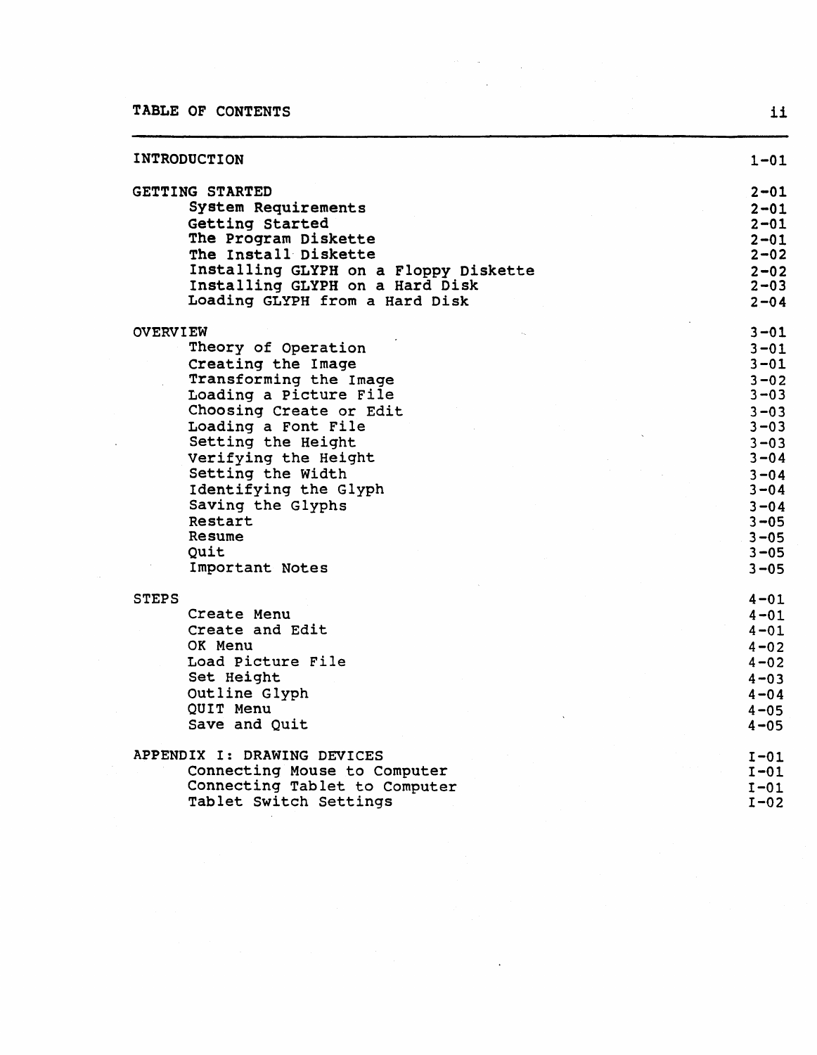# TABLE OF CONTENTS

| | |
|---|---|
| INTRODUCTION | 1-01 |
| GETTING STARTED | 2-01 |
| System Requirements | 2-01 |
| Getting Started | 2-01 |
| The Program Diskette | 2-01 |
| The Install Diskette | 2-02 |
| Installing GLYPH on a Floppy Diskette | 2-02 |
| Installing GLYPH on a Hard Disk | 2-03 |
| Loading GLYPH from a Hard Disk | 2-04 |
| OVERVIEW | 3-01 |
| Theory of Operation | 3-01 |
| Creating the Image | 3-01 |
| Transforming the Image | 3-02 |
| Loading a Picture File | 3-03 |
| Choosing Create or Edit | 3-03 |
| Loading a Font File | 3-03 |
| Setting the Height | 3-03 |
| Verifying the Height | 3-04 |
| Setting the Width | 3-04 |
| Identifying the Glyph | 3-04 |
| Saving the Glyphs | 3-04 |
| Restart | 3-05 |
| Resume | 3-05 |
| Quit | 3-05 |
| Important Notes | 3-05 |
| STEPS | 4-01 |
| Create Menu | 4-01 |
| Create and Edit | 4-01 |
| OK Menu | 4-02 |
| Load Picture File | 4-02 |
| Set Height | 4-03 |
| Outline Glyph | 4-04 |
| QUIT Menu | 4-05 |
| Save and Quit | 4-05 |
| APPENDIX I: DRAWING DEVICES | I-01 |
| Connecting Mouse to Computer | I-01 |
| Connecting Tablet to Computer | I-01 |
| Tablet Switch Settings | I-02 |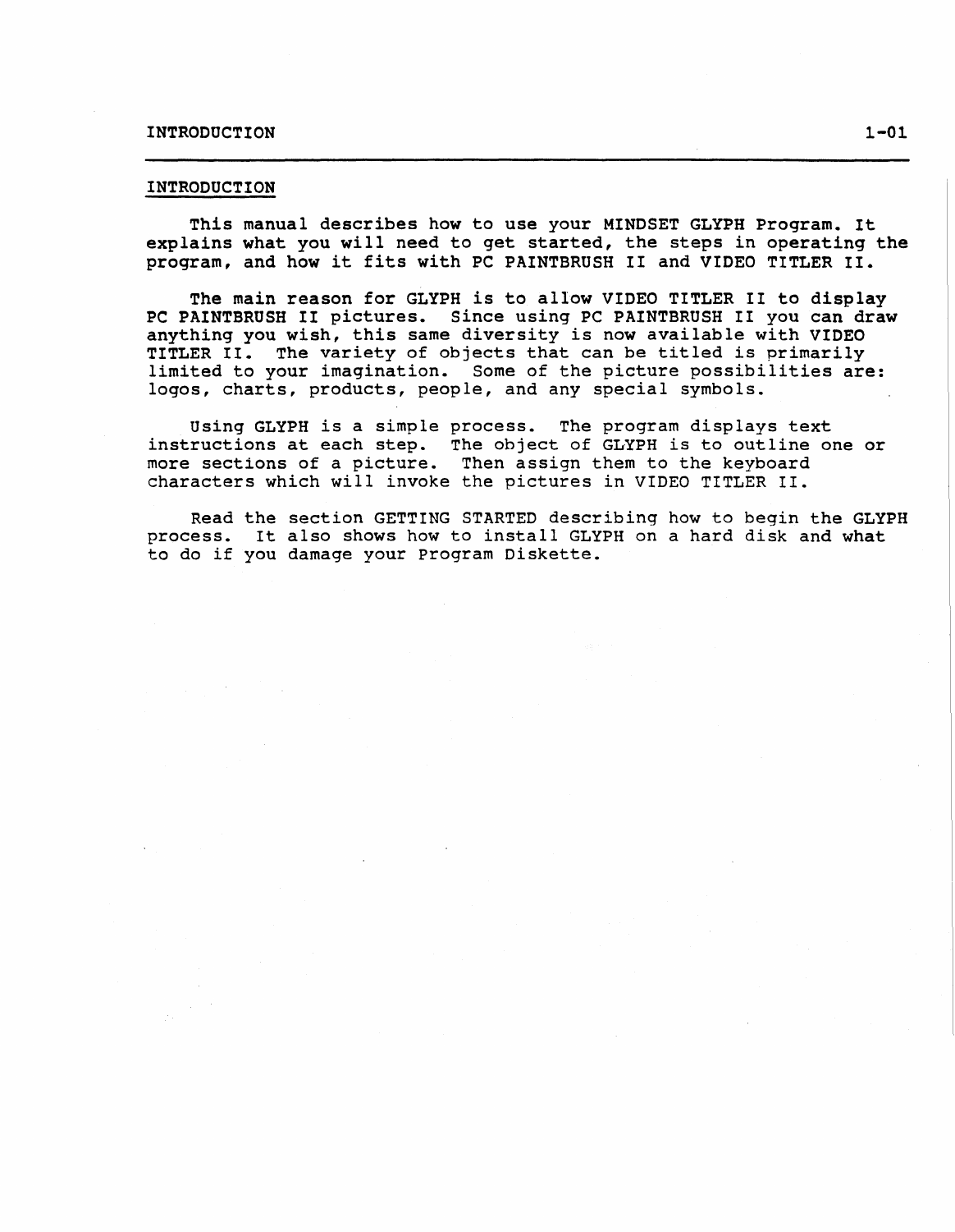## INTRODUCTION

This manual describes how to use your MINDSET GLYPH Program. It explains what you will need to get started, the steps in operating the program, and how it fits with PC PAINTBRUSH II and VIDEO TITLER II.

The main reason for GLYPH is to allow VIDEO TITLER II to display PC PAINTBRUSH II pictures. Since using PC PAINTBRUSH II you can draw anything you wish, this same diversity is now available with VIDEO TITLER II. The variety of objects that can be titled is primarily limited to your imagination. Some of the picture possibilities are: logos, charts, products, people, and any special symbols.

Using GLYPH is a simple process. The program displays text instructions at each step. The object of GLYPH is to outline one or more sections of a picture. Then assign them to the keyboard characters which will invoke the pictures in VIDEO TITLER II.

Read the section GETTING STARTED describing how to begin the GLYPH process. It also shows how to install GLYPH on a hard disk and what to do if you damage your Program Diskette.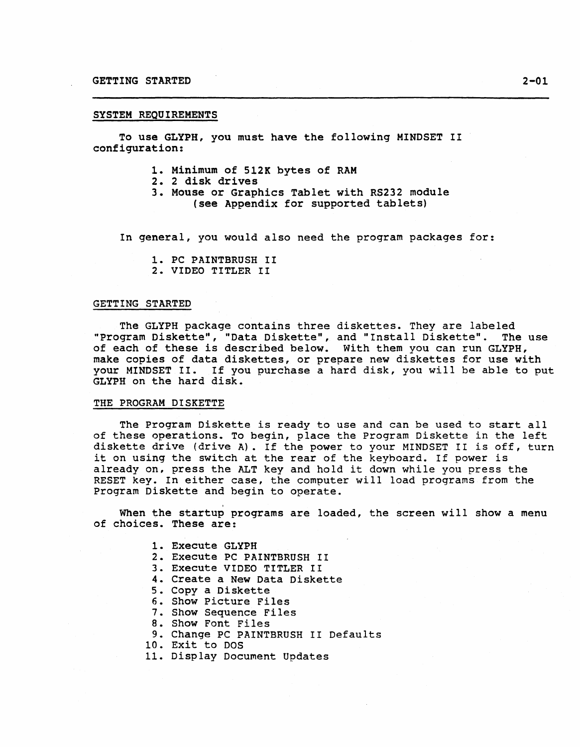## SYSTEM REQUIREMENTS

To use GLYPH, you must have the following MINDSET II configuration:

1. Minimum of 512K bytes of RAM
2. 2 disk drives
3. Mouse or Graphics Tablet with RS232 module (see Appendix for supported tablets)

In general, you would also need the program packages for:

1. PC PAINTBRUSH II
2. VIDEO TITLER II

## GETTING STARTED

The GLYPH package contains three diskettes. They are labeled "Program Diskette", "Data Diskette", and "Install Diskette". The use of each of these is described below. With them you can run GLYPH, make copies of data diskettes, or prepare new diskettes for use with your MINDSET II. If you purchase a hard disk, you will be able to put GLYPH on the hard disk.

## THE PROGRAM DISKETTE

The Program Diskette is ready to use and can be used to start all of these operations. To begin, place the Program Diskette in the left diskette drive (drive A). If the power to your MINDSET II is off, turn it on using the switch at the rear of the keyboard. If power is already on, press the ALT key and hold it down while you press the RESET key. In either case, the computer will load programs from the Program Diskette and begin to operate.

When the startup programs are loaded, the screen will show a menu of choices. These are:

1. Execute GLYPH
2. Execute PC PAINTBRUSH II
3. Execute VIDEO TITLER II
4. Create a New Data Diskette
5. Copy a Diskette
6. Show Picture Files
7. Show Sequence Files
8. Show Font Files
9. Change PC PAINTBRUSH II Defaults
10. Exit to DOS
11. Display Document Updates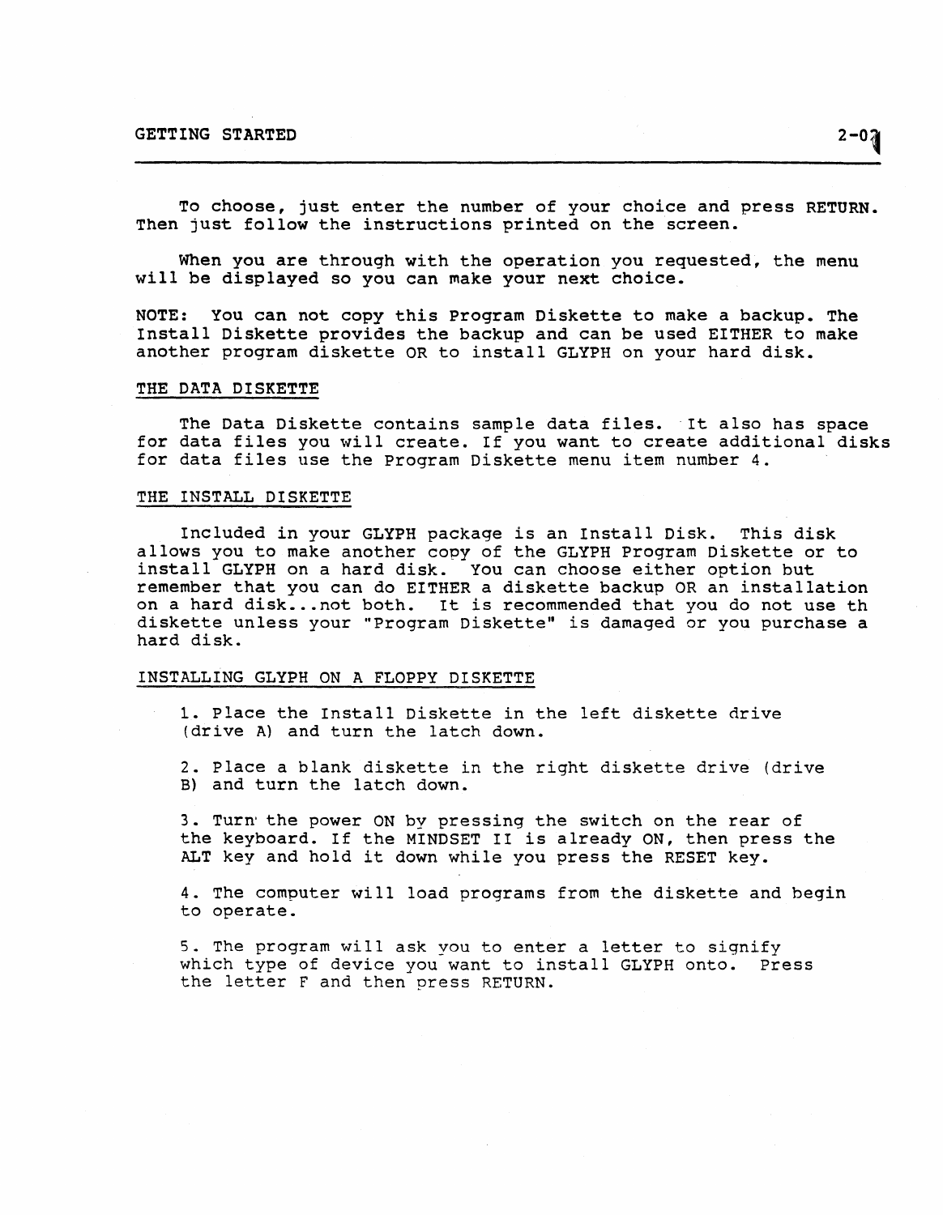To choose, just enter the number of your choice and press RETURN. Then just follow the instructions printed on the screen.

When you are through with the operation you requested, the menu will be displayed so you can make your next choice.

NOTE: You can not copy this Program Diskette to make a backup. The Install Diskette provides the backup and can be used EITHER to make another program diskette OR to install GLYPH on your hard disk.

## THE DATA DISKETTE

The Data Diskette contains sample data files. It also has space for data files you will create. If you want to create additional disks for data files use the Program Diskette menu item number 4.

## THE INSTALL DISKETTE

Included in your GLYPH package is an Install Disk. This disk allows you to make another copy of the GLYPH Program Diskette or to install GLYPH on a hard disk. You can choose either option but remember that you can do EITHER a diskette backup OR an installation on a hard disk...not both. It is recommended that you do not use th diskette unless your "Program Diskette" is damaged or you purchase a hard disk.

## INSTALLING GLYPH ON A FLOPPY DISKETTE

1. Place the Install Diskette in the left diskette drive (drive A) and turn the latch down.

2. Place a blank diskette in the right diskette drive (drive B) and turn the latch down.

3. Turn the power ON by pressing the switch on the rear of the keyboard. If the MINDSET II is already ON, then press the ALT key and hold it down while you press the RESET key.

4. The computer will load programs from the diskette and begin to operate.

5. The program will ask you to enter a letter to signify which type of device you want to install GLYPH onto. Press the letter F and then press RETURN.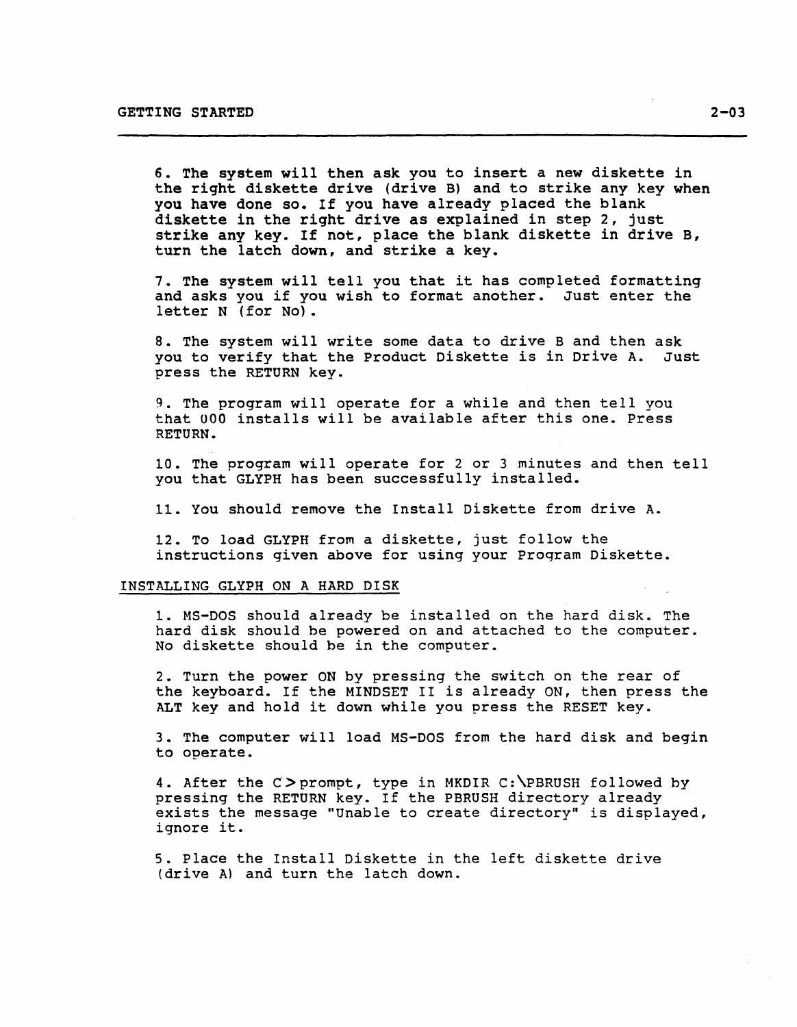6. The system will then ask you to insert a new diskette in the right diskette drive (drive B) and to strike any key when you have done so. If you have already placed the blank diskette in the right drive as explained in step 2, just strike any key. If not, place the blank diskette in drive B, turn the latch down, and strike a key.

7. The system will tell you that it has completed formatting and asks you if you wish to format another. Just enter the letter N (for No).

8. The system will write some data to drive B and then ask you to verify that the Product Diskette is in Drive A. Just press the RETURN key.

9. The program will operate for a while and then tell you that 000 installs will be available after this one. Press RETURN.

10. The program will operate for 2 or 3 minutes and then tell you that GLYPH has been successfully installed.

11. You should remove the Install Diskette from drive A.

12. To load GLYPH from a diskette, just follow the instructions given above for using your Program Diskette.

## INSTALLING GLYPH ON A HARD DISK

1. MS-DOS should already be installed on the hard disk. The hard disk should be powered on and attached to the computer. No diskette should be in the computer.

2. Turn the power ON by pressing the switch on the rear of the keyboard. If the MINDSET II is already ON, then press the ALT key and hold it down while you press the RESET key.

3. The computer will load MS-DOS from the hard disk and begin to operate.

4. After the C>prompt, type in MKDIR C:\PBRUSH followed by pressing the RETURN key. If the PBRUSH directory already exists the message "Unable to create directory" is displayed, ignore it.

5. Place the Install Diskette in the left diskette drive (drive A) and turn the latch down.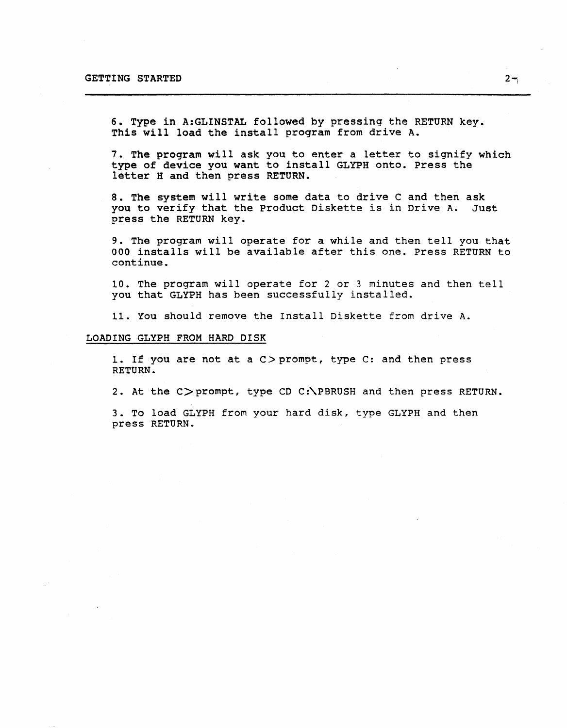6. Type in A:GLINSTAL followed by pressing the RETURN key. This will load the install program from drive A.

7. The program will ask you to enter a letter to signify which type of device you want to install GLYPH onto. Press the letter H and then press RETURN.

8. The system will write some data to drive C and then ask you to verify that the Product Diskette is in Drive A. Just press the RETURN key.

9. The program will operate for a while and then tell you that 000 installs will be available after this one. Press RETURN to continue.

10. The program will operate for 2 or 3 minutes and then tell you that GLYPH has been successfully installed.

11. You should remove the Install Diskette from drive A.

## LOADING GLYPH FROM HARD DISK

1. If you are not at a C> prompt, type C: and then press RETURN.

2. At the C>prompt, type CD C:\PBRUSH and then press RETURN.

3. To load GLYPH from your hard disk, type GLYPH and then press RETURN.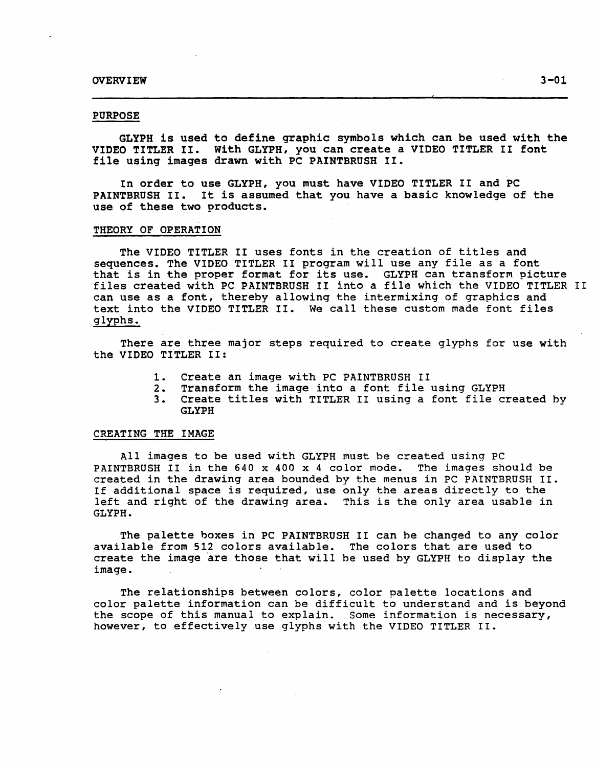## PURPOSE

GLYPH is used to define graphic symbols which can be used with the VIDEO TITLER II. With GLYPH, you can create a VIDEO TITLER II font file using images drawn with PC PAINTBRUSH II.

In order to use GLYPH, you must have VIDEO TITLER II and PC PAINTBRUSH II. It is assumed that you have a basic knowledge of the use of these two products.

## THEORY OF OPERATION

The VIDEO TITLER II uses fonts in the creation of titles and sequences. The VIDEO TITLER II program will use any file as a font that is in the proper format for its use. GLYPH can transform picture files created with PC PAINTBRUSH II into a file which the VIDEO TITLER II can use as a font, thereby allowing the intermixing of graphics and text into the VIDEO TITLER II. We call these custom made font files glyphs.

There are three major steps required to create glyphs for use with the VIDEO TITLER II:

1. Create an image with PC PAINTBRUSH II
2. Transform the image into a font file using GLYPH
3. Create titles with TITLER II using a font file created by GLYPH

## CREATING THE IMAGE

All images to be used with GLYPH must be created using PC PAINTBRUSH II in the 640 x 400 x 4 color mode. The images should be created in the drawing area bounded by the menus in PC PAINTBRUSH II. If additional space is required, use only the areas directly to the left and right of the drawing area. This is the only area usable in GLYPH.

The palette boxes in PC PAINTBRUSH II can be changed to any color available from 512 colors available. The colors that are used to create the image are those that will be used by GLYPH to display the image.

The relationships between colors, color palette locations and color palette information can be difficult to understand and is beyond the scope of this manual to explain. Some information is necessary, however, to effectively use glyphs with the VIDEO TITLER II.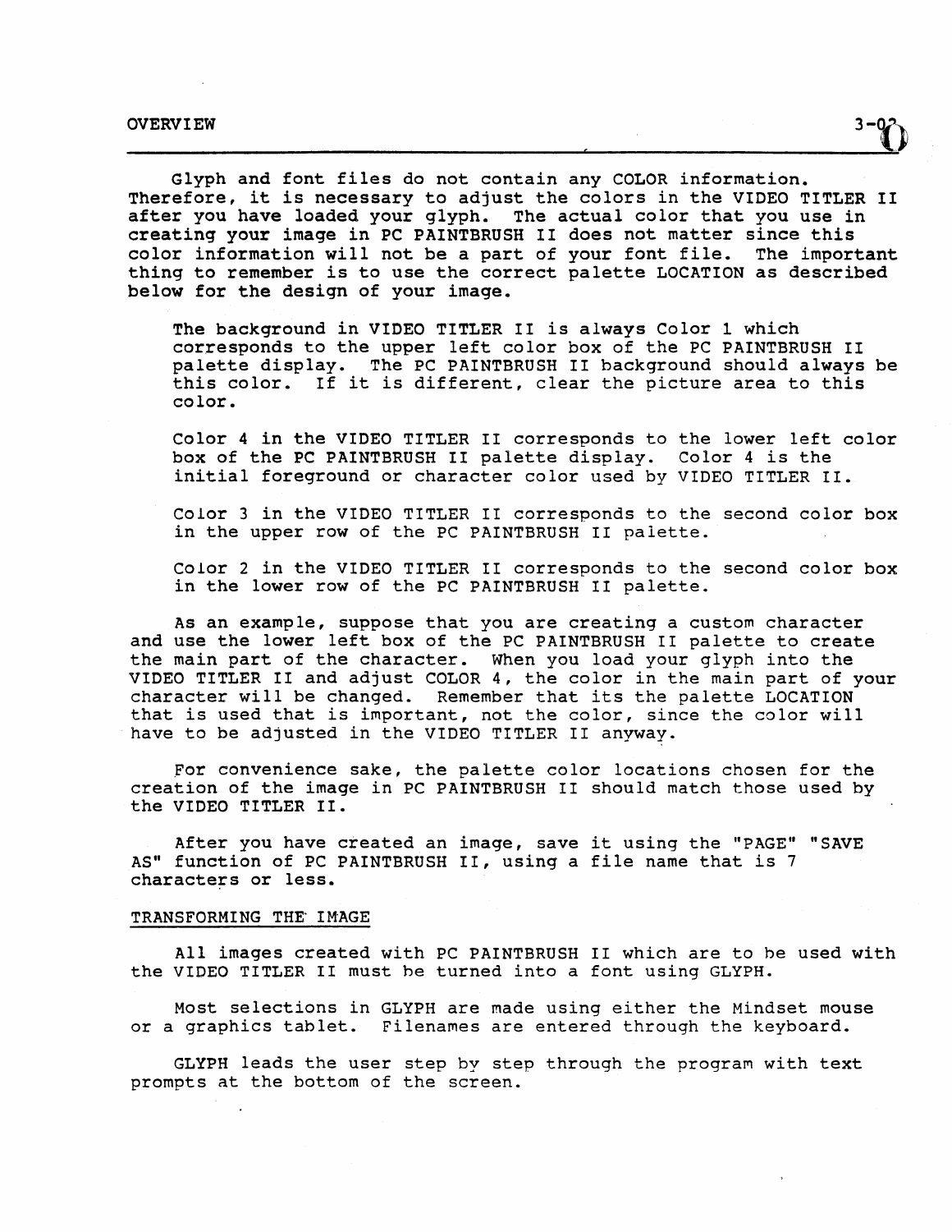Glyph and font files do not contain any COLOR information. Therefore, it is necessary to adjust the colors in the VIDEO TITLER II after you have loaded your glyph. The actual color that you use in creating your image in PC PAINTBRUSH II does not matter since this color information will not be a part of your font file. The important thing to remember is to use the correct palette LOCATION as described below for the design of your image.

> The background in VIDEO TITLER II is always Color 1 which corresponds to the upper left color box of the PC PAINTBRUSH II palette display. The PC PAINTBRUSH II background should always be this color. If it is different, clear the picture area to this color.
>
> Color 4 in the VIDEO TITLER II corresponds to the lower left color box of the PC PAINTBRUSH II palette display. Color 4 is the initial foreground or character color used by VIDEO TITLER II.
>
> Color 3 in the VIDEO TITLER II corresponds to the second color box in the upper row of the PC PAINTBRUSH II palette.
>
> Color 2 in the VIDEO TITLER II corresponds to the second color box in the lower row of the PC PAINTBRUSH II palette.

As an example, suppose that you are creating a custom character and use the lower left box of the PC PAINTBRUSH II palette to create the main part of the character. When you load your glyph into the VIDEO TITLER II and adjust COLOR 4, the color in the main part of your character will be changed. Remember that its the palette LOCATION that is used that is important, not the color, since the color will have to be adjusted in the VIDEO TITLER II anyway.

For convenience sake, the palette color locations chosen for the creation of the image in PC PAINTBRUSH II should match those used by the VIDEO TITLER II.

After you have created an image, save it using the "PAGE" "SAVE AS" function of PC PAINTBRUSH II, using a file name that is 7 characters or less.

## TRANSFORMING THE IMAGE

All images created with PC PAINTBRUSH II which are to be used with the VIDEO TITLER II must be turned into a font using GLYPH.

Most selections in GLYPH are made using either the Mindset mouse or a graphics tablet. Filenames are entered through the keyboard.

GLYPH leads the user step by step through the program with text prompts at the bottom of the screen.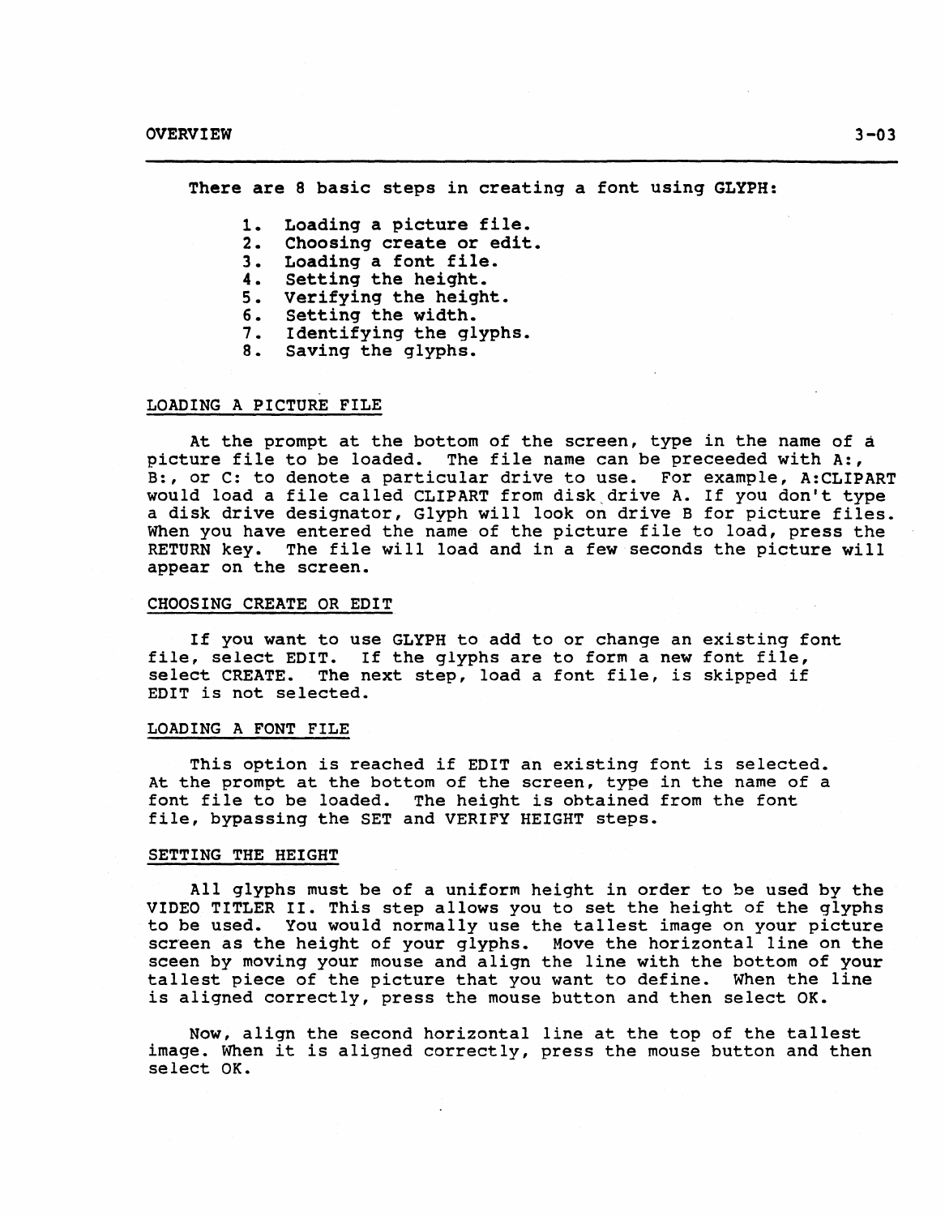There are 8 basic steps in creating a font using GLYPH:

1. Loading a picture file.
2. Choosing create or edit.
3. Loading a font file.
4. Setting the height.
5. Verifying the height.
6. Setting the width.
7. Identifying the glyphs.
8. Saving the glyphs.

## LOADING A PICTURE FILE

At the prompt at the bottom of the screen, type in the name of a picture file to be loaded. The file name can be preceeded with A:, B:, or C: to denote a particular drive to use. For example, A:CLIPART would load a file called CLIPART from disk drive A. If you don't type a disk drive designator, Glyph will look on drive B for picture files. When you have entered the name of the picture file to load, press the RETURN key. The file will load and in a few seconds the picture will appear on the screen.

## CHOOSING CREATE OR EDIT

If you want to use GLYPH to add to or change an existing font file, select EDIT. If the glyphs are to form a new font file, select CREATE. The next step, load a font file, is skipped if EDIT is not selected.

## LOADING A FONT FILE

This option is reached if EDIT an existing font is selected. At the prompt at the bottom of the screen, type in the name of a font file to be loaded. The height is obtained from the font file, bypassing the SET and VERIFY HEIGHT steps.

## SETTING THE HEIGHT

All glyphs must be of a uniform height in order to be used by the VIDEO TITLER II. This step allows you to set the height of the glyphs to be used. You would normally use the tallest image on your picture screen as the height of your glyphs. Move the horizontal line on the sceen by moving your mouse and align the line with the bottom of your tallest piece of the picture that you want to define. When the line is aligned correctly, press the mouse button and then select OK.

Now, align the second horizontal line at the top of the tallest image. When it is aligned correctly, press the mouse button and then select OK.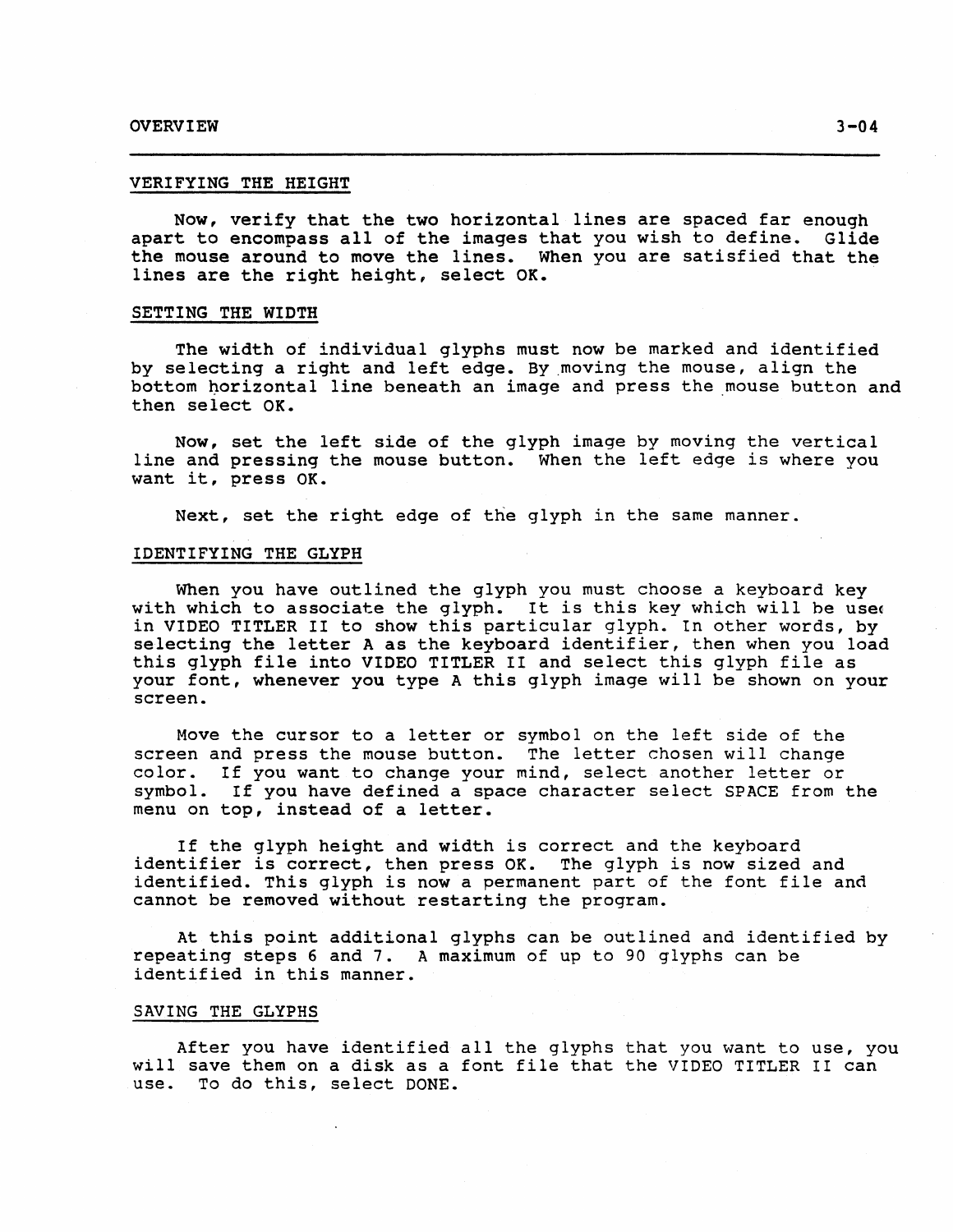## VERIFYING THE HEIGHT

Now, verify that the two horizontal lines are spaced far enough apart to encompass all of the images that you wish to define. Glide the mouse around to move the lines. When you are satisfied that the lines are the right height, select OK.

## SETTING THE WIDTH

The width of individual glyphs must now be marked and identified by selecting a right and left edge. By moving the mouse, align the bottom horizontal line beneath an image and press the mouse button and then select OK.

Now, set the left side of the glyph image by moving the vertical line and pressing the mouse button. When the left edge is where you want it, press OK.

Next, set the right edge of the glyph in the same manner.

## IDENTIFYING THE GLYPH

When you have outlined the glyph you must choose a keyboard key with which to associate the glyph. It is this key which will be used in VIDEO TITLER II to show this particular glyph. In other words, by selecting the letter A as the keyboard identifier, then when you load this glyph file into VIDEO TITLER II and select this glyph file as your font, whenever you type A this glyph image will be shown on your screen.

Move the cursor to a letter or symbol on the left side of the screen and press the mouse button. The letter chosen will change color. If you want to change your mind, select another letter or symbol. If you have defined a space character select SPACE from the menu on top, instead of a letter.

If the glyph height and width is correct and the keyboard identifier is correct, then press OK. The glyph is now sized and identified. This glyph is now a permanent part of the font file and cannot be removed without restarting the program.

At this point additional glyphs can be outlined and identified by repeating steps 6 and 7. A maximum of up to 90 glyphs can be identified in this manner.

## SAVING THE GLYPHS

After you have identified all the glyphs that you want to use, you will save them on a disk as a font file that the VIDEO TITLER II can use. To do this, select DONE.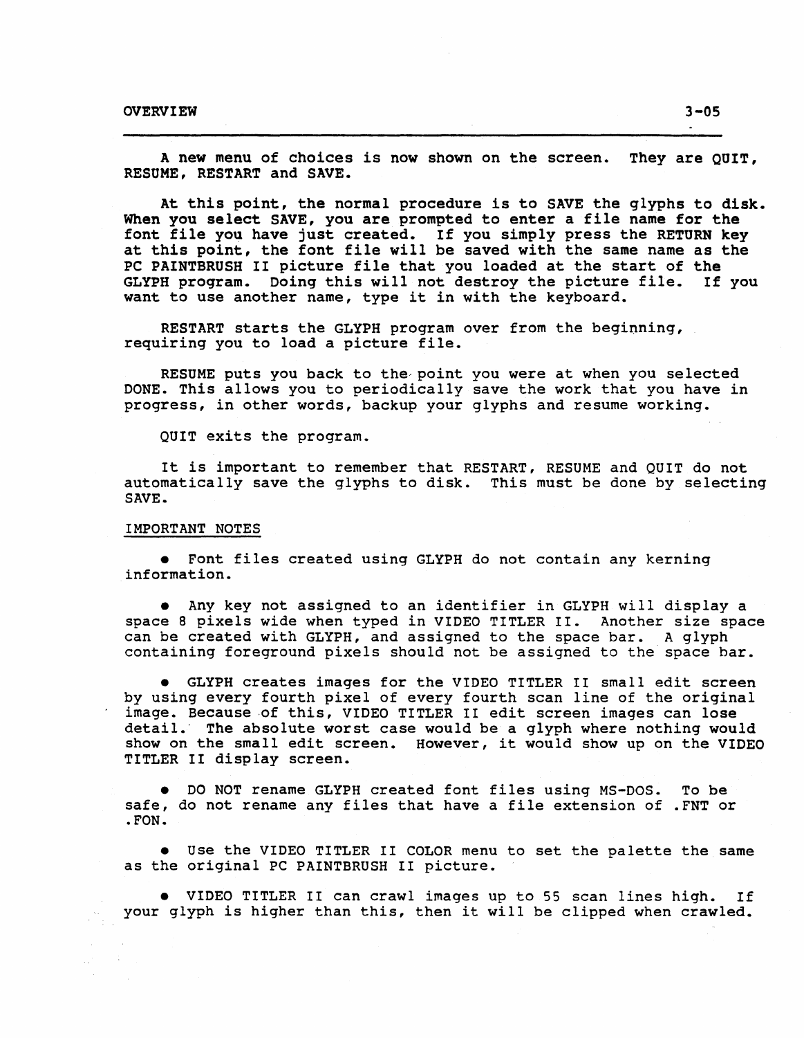A new menu of choices is now shown on the screen. They are QUIT, RESUME, RESTART and SAVE.

At this point, the normal procedure is to SAVE the glyphs to disk. When you select SAVE, you are prompted to enter a file name for the font file you have just created. If you simply press the RETURN key at this point, the font file will be saved with the same name as the PC PAINTBRUSH II picture file that you loaded at the start of the GLYPH program. Doing this will not destroy the picture file. If you want to use another name, type it in with the keyboard.

RESTART starts the GLYPH program over from the beginning, requiring you to load a picture file.

RESUME puts you back to the point you were at when you selected DONE. This allows you to periodically save the work that you have in progress, in other words, backup your glyphs and resume working.

QUIT exits the program.

It is important to remember that RESTART, RESUME and QUIT do not automatically save the glyphs to disk. This must be done by selecting SAVE.

IMPORTANT NOTES

- Font files created using GLYPH do not contain any kerning information.

- Any key not assigned to an identifier in GLYPH will display a space 8 pixels wide when typed in VIDEO TITLER II. Another size space can be created with GLYPH, and assigned to the space bar. A glyph containing foreground pixels should not be assigned to the space bar.

- GLYPH creates images for the VIDEO TITLER II small edit screen by using every fourth pixel of every fourth scan line of the original image. Because of this, VIDEO TITLER II edit screen images can lose detail. The absolute worst case would be a glyph where nothing would show on the small edit screen. However, it would show up on the VIDEO TITLER II display screen.

- DO NOT rename GLYPH created font files using MS-DOS. To be safe, do not rename any files that have a file extension of .FNT or .FON.

- Use the VIDEO TITLER II COLOR menu to set the palette the same as the original PC PAINTBRUSH II picture.

- VIDEO TITLER II can crawl images up to 55 scan lines high. If your glyph is higher than this, then it will be clipped when crawled.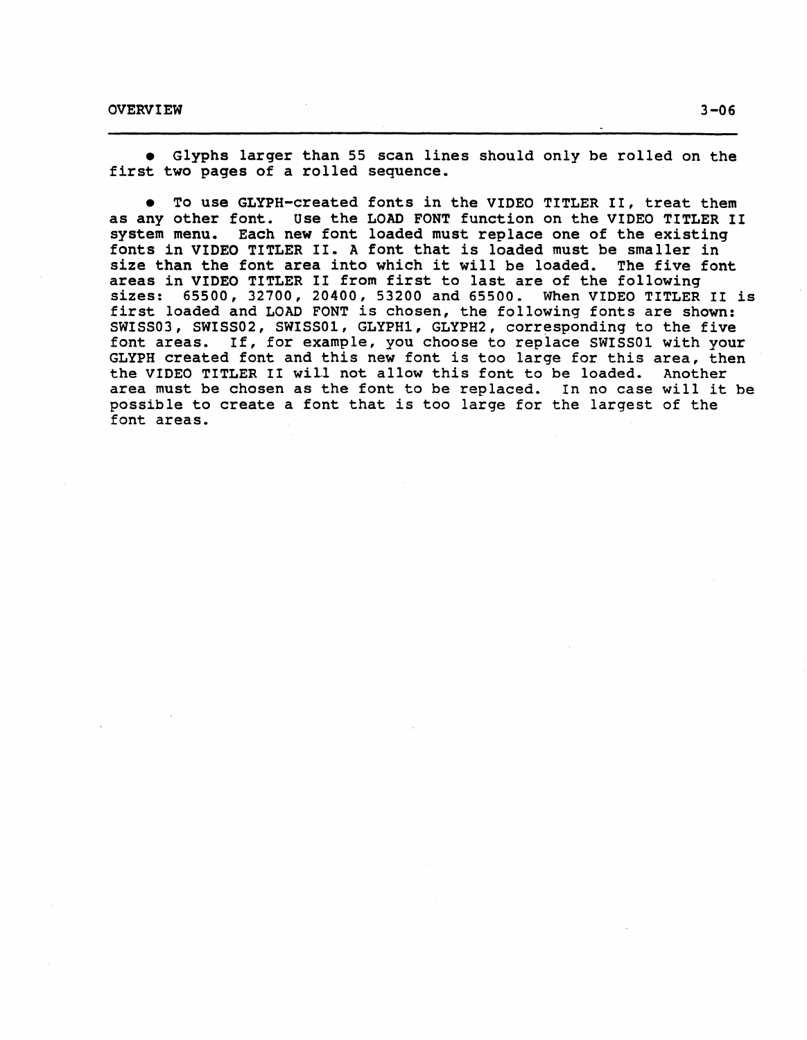- Glyphs larger than 55 scan lines should only be rolled on the first two pages of a rolled sequence.

- To use GLYPH-created fonts in the VIDEO TITLER II, treat them as any other font. Use the LOAD FONT function on the VIDEO TITLER II system menu. Each new font loaded must replace one of the existing fonts in VIDEO TITLER II. A font that is loaded must be smaller in size than the font area into which it will be loaded. The five font areas in VIDEO TITLER II from first to last are of the following sizes: 65500, 32700, 20400, 53200 and 65500. When VIDEO TITLER II is first loaded and LOAD FONT is chosen, the following fonts are shown: SWISS03, SWISS02, SWISS01, GLYPH1, GLYPH2, corresponding to the five font areas. If, for example, you choose to replace SWISS01 with your GLYPH created font and this new font is too large for this area, then the VIDEO TITLER II will not allow this font to be loaded. Another area must be chosen as the font to be replaced. In no case will it be possible to create a font that is too large for the largest of the font areas.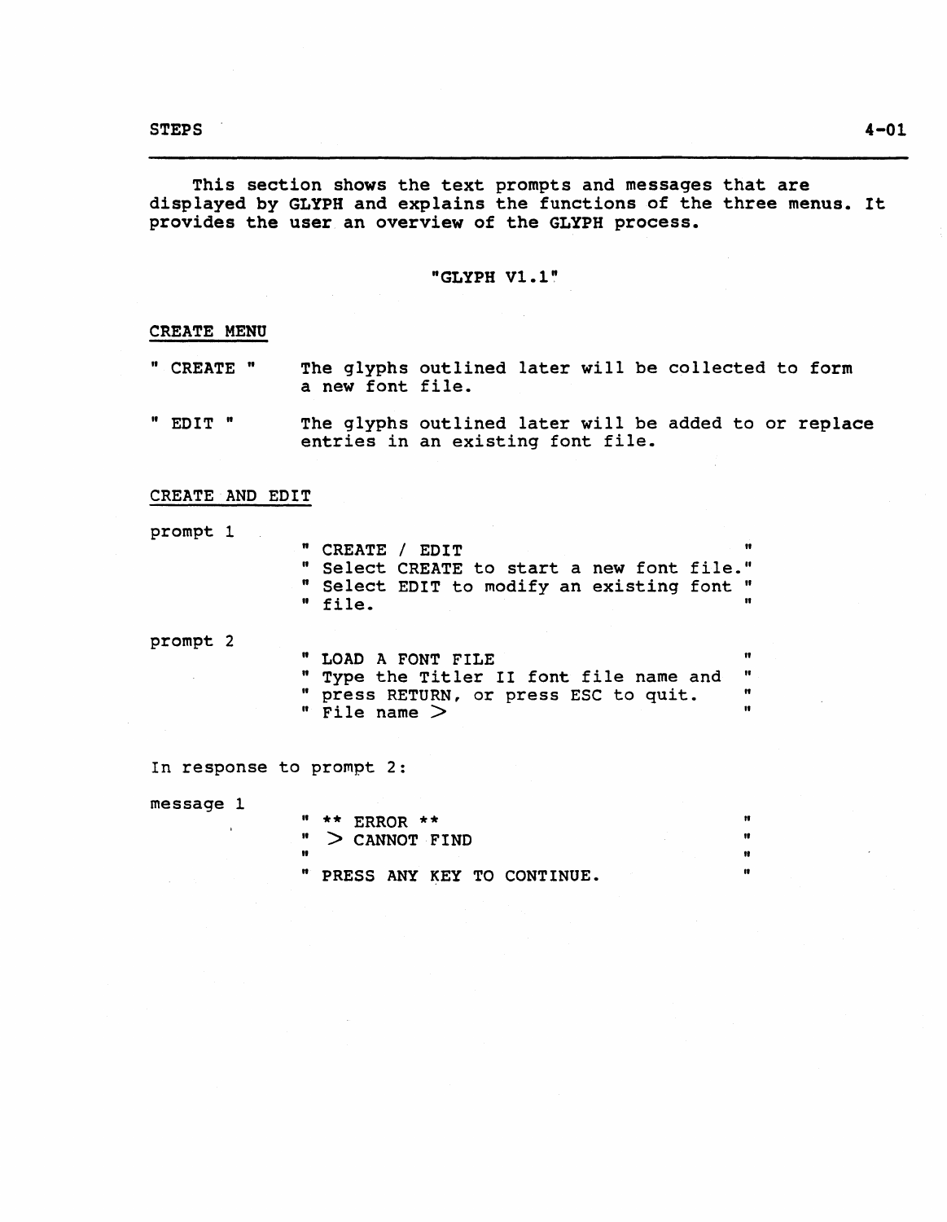This section shows the text prompts and messages that are displayed by GLYPH and explains the functions of the three menus. It provides the user an overview of the GLYPH process.

"GLYPH V1.1"

CREATE MENU

" CREATE " The glyphs outlined later will be collected to form a new font file.

" EDIT " The glyphs outlined later will be added to or replace entries in an existing font file.

CREATE AND EDIT

prompt 1

```
" CREATE / EDIT                          "
" Select CREATE to start a new font file."
" Select EDIT to modify an existing font "
" file.                                  "
```

prompt 2

```
" LOAD A FONT FILE                       "
" Type the Titler II font file name and  "
" press RETURN, or press ESC to quit.    "
" File name >                            "
```

In response to prompt 2:

message 1

```
" ** ERROR **                            "
" > CANNOT FIND                          "
"                                        "
" PRESS ANY KEY TO CONTINUE.             "
```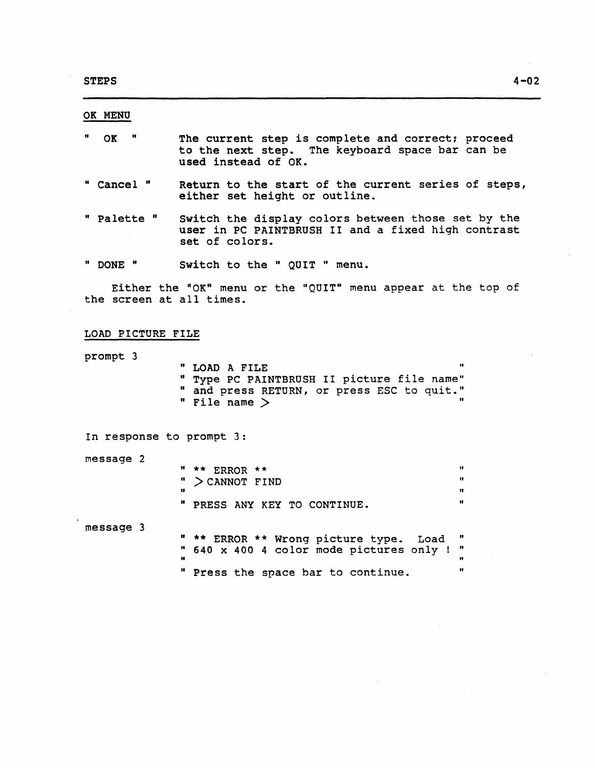## OK MENU

" OK " — The current step is complete and correct; proceed to the next step. The keyboard space bar can be used instead of OK.

" Cancel " — Return to the start of the current series of steps, either set height or outline.

" Palette " — Switch the display colors between those set by the user in PC PAINTBRUSH II and a fixed high contrast set of colors.

" DONE " — Switch to the " QUIT " menu.

Either the "OK" menu or the "QUIT" menu appear at the top of the screen at all times.

## LOAD PICTURE FILE

prompt 3

```
" LOAD A FILE                              "
" Type PC PAINTBRUSH II picture file name"
" and press RETURN, or press ESC to quit."
" File name >                              "
```

In response to prompt 3:

message 2

```
" ** ERROR **                              "
" >CANNOT FIND                             "
"                                          "
" PRESS ANY KEY TO CONTINUE.               "
```

message 3

```
" ** ERROR ** Wrong picture type.  Load   "
" 640 x 400 4 color mode pictures only !  "
"                                          "
" Press the space bar to continue.         "
```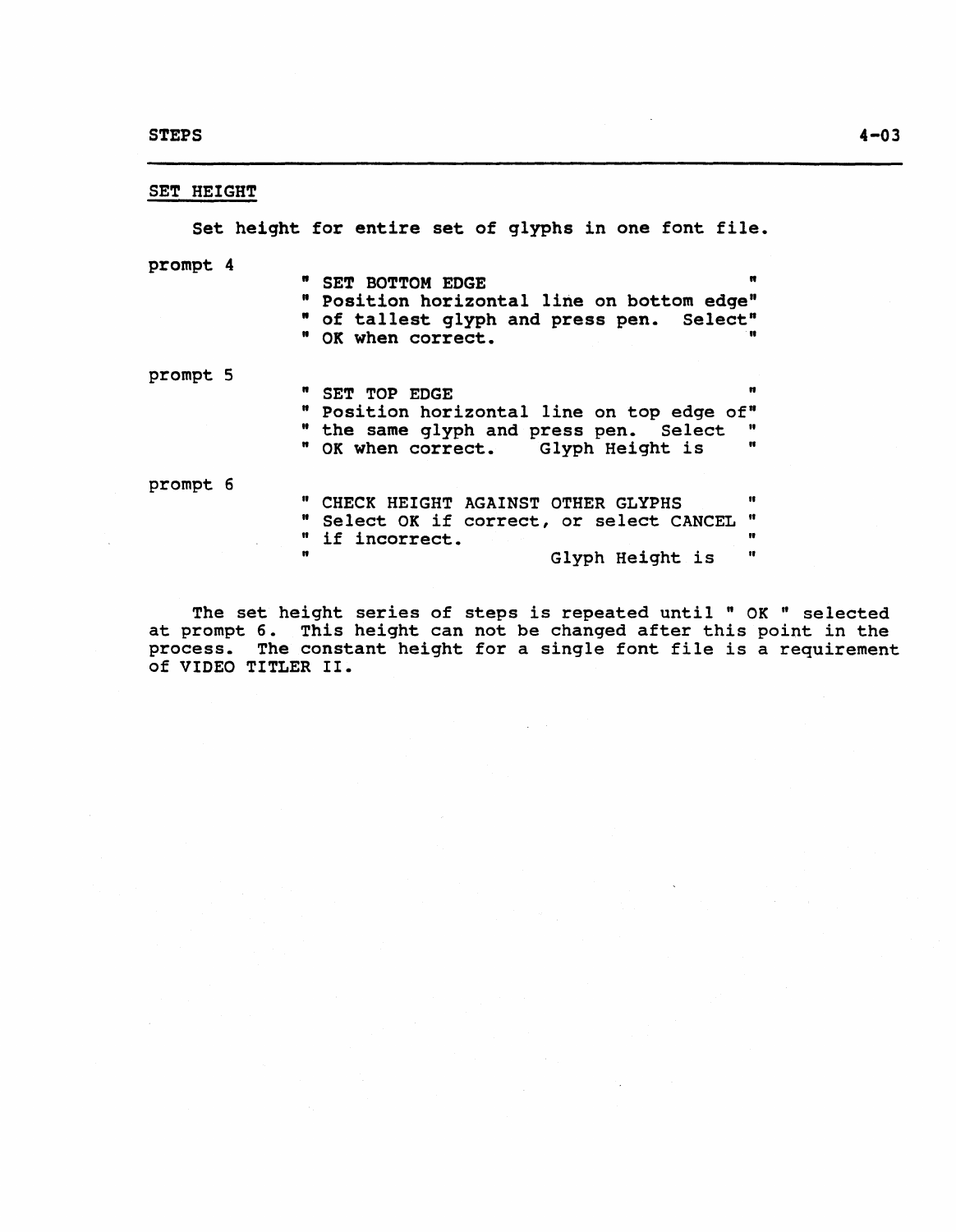## SET HEIGHT

Set height for entire set of glyphs in one font file.

prompt 4

```
" SET BOTTOM EDGE                          "
" Position horizontal line on bottom edge"
" of tallest glyph and press pen.  Select"
" OK when correct.                         "
```

prompt 5

```
" SET TOP EDGE                             "
" Position horizontal line on top edge of"
" the same glyph and press pen.  Select  "
" OK when correct.    Glyph Height is    "
```

prompt 6

```
" CHECK HEIGHT AGAINST OTHER GLYPHS      "
" Select OK if correct, or select CANCEL "
" if incorrect.                          "
"                        Glyph Height is "
```

The set height series of steps is repeated until " OK " selected at prompt 6. This height can not be changed after this point in the process. The constant height for a single font file is a requirement of VIDEO TITLER II.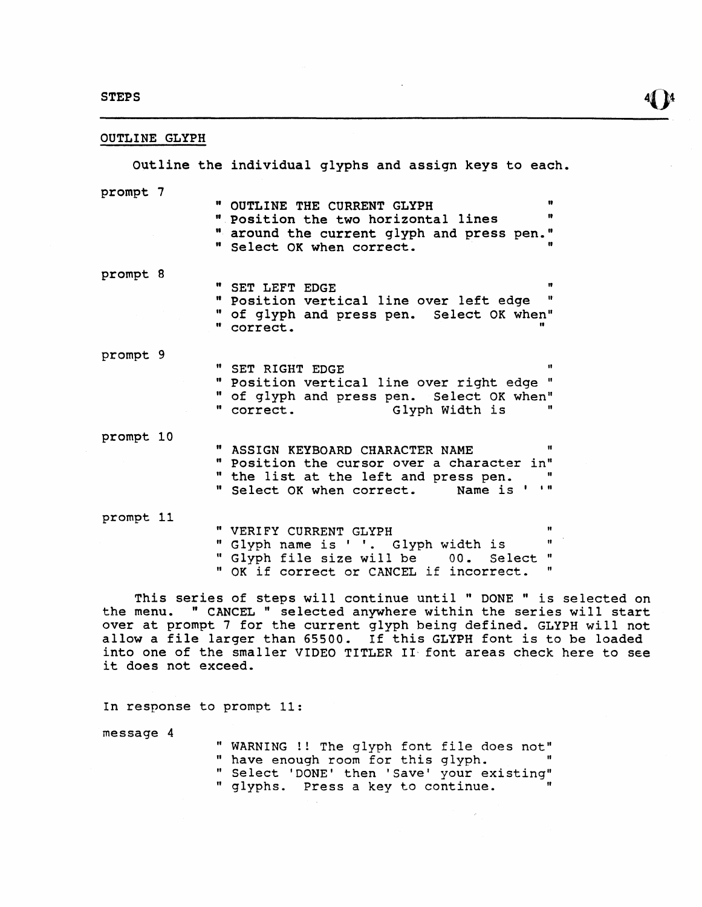## OUTLINE GLYPH

Outline the individual glyphs and assign keys to each.

prompt 7

```
" OUTLINE THE CURRENT GLYPH              "
" Position the two horizontal lines      "
" around the current glyph and press pen."
" Select OK when correct.                "
```

prompt 8

```
" SET LEFT EDGE                          "
" Position vertical line over left edge  "
" of glyph and press pen.  Select OK when"
" correct.                               "
```

prompt 9

```
" SET RIGHT EDGE                         "
" Position vertical line over right edge "
" of glyph and press pen.  Select OK when"
" correct.              Glyph Width is   "
```

prompt 10

```
" ASSIGN KEYBOARD CHARACTER NAME         "
" Position the cursor over a character in"
" the list at the left and press pen.    "
" Select OK when correct.     Name is ' '"
```

prompt 11

```
" VERIFY CURRENT GLYPH                   "
" Glyph name is ' '.  Glyph width is     "
" Glyph file size will be    00.  Select "
" OK if correct or CANCEL if incorrect.  "
```

This series of steps will continue until " DONE " is selected on the menu. " CANCEL " selected anywhere within the series will start over at prompt 7 for the current glyph being defined. GLYPH will not allow a file larger than 65500. If this GLYPH font is to be loaded into one of the smaller VIDEO TITLER II font areas check here to see it does not exceed.

In response to prompt 11:

message 4

```
" WARNING !! The glyph font file does not"
" have enough room for this glyph.       "
" Select 'DONE' then 'Save' your existing"
" glyphs.  Press a key to continue.      "
```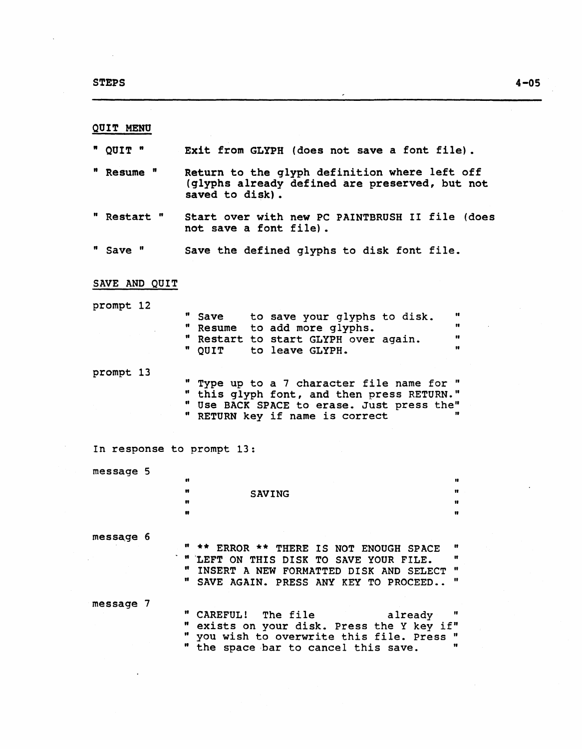## QUIT MENU

" QUIT " Exit from GLYPH (does not save a font file).

" Resume " Return to the glyph definition where left off (glyphs already defined are preserved, but not saved to disk).

" Restart " Start over with new PC PAINTBRUSH II file (does not save a font file).

" Save " Save the defined glyphs to disk font file.

## SAVE AND QUIT

prompt 12

```
" Save    to save your glyphs to disk.    "
" Resume  to add more glyphs.             "
" Restart to start GLYPH over again.      "
" QUIT    to leave GLYPH.                 "
```

prompt 13

```
" Type up to a 7 character file name for "
" this glyph font, and then press RETURN."
" Use BACK SPACE to erase. Just press the"
" RETURN key if name is correct          "
```

In response to prompt 13:

message 5

```
"                                        "
"          SAVING                        "
"                                        "
"                                        "
```

message 6

```
" ** ERROR ** THERE IS NOT ENOUGH SPACE  "
" LEFT ON THIS DISK TO SAVE YOUR FILE.   "
" INSERT A NEW FORMATTED DISK AND SELECT "
" SAVE AGAIN. PRESS ANY KEY TO PROCEED.. "
```

message 7

```
" CAREFUL!  The file            already  "
" exists on your disk. Press the Y key if"
" you wish to overwrite this file. Press "
" the space bar to cancel this save.     "
```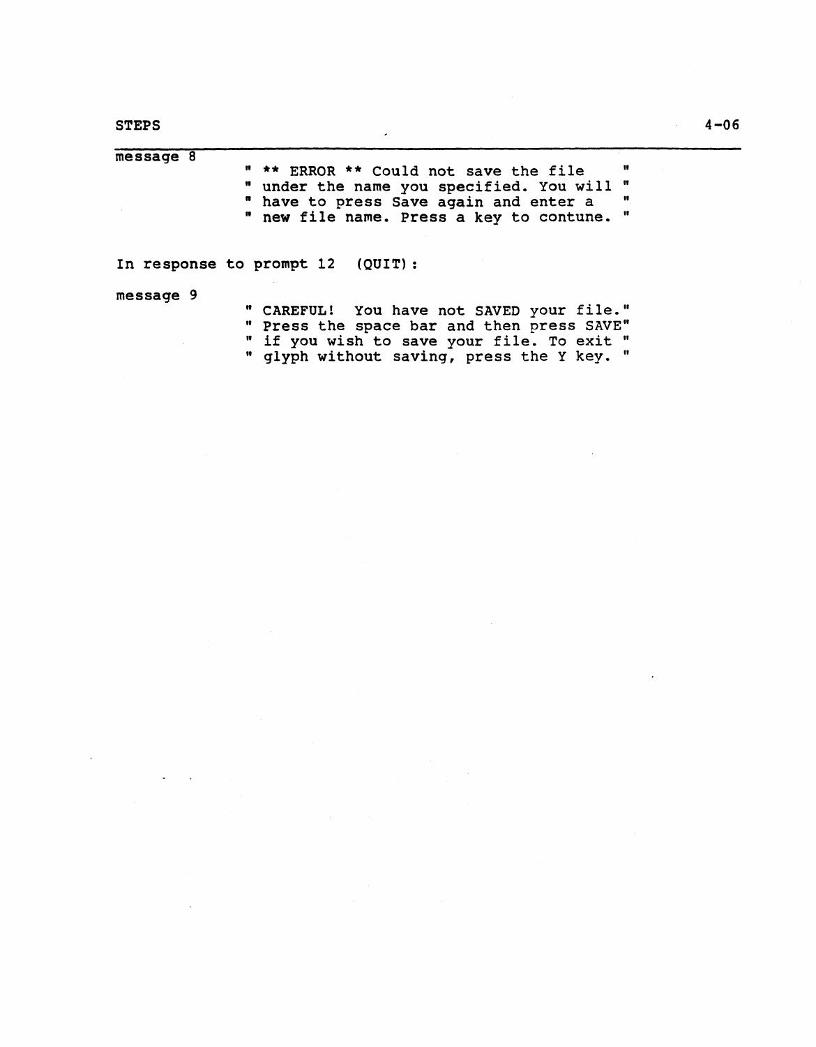message 8

```
" ** ERROR ** Could not save the file    "
" under the name you specified. You will "
" have to press Save again and enter a    "
" new file name. Press a key to contune. "
```

In response to prompt 12 (QUIT):

message 9

```
" CAREFUL!  You have not SAVED your file."
" Press the space bar and then press SAVE"
" if you wish to save your file. To exit "
" glyph without saving, press the Y key. "
```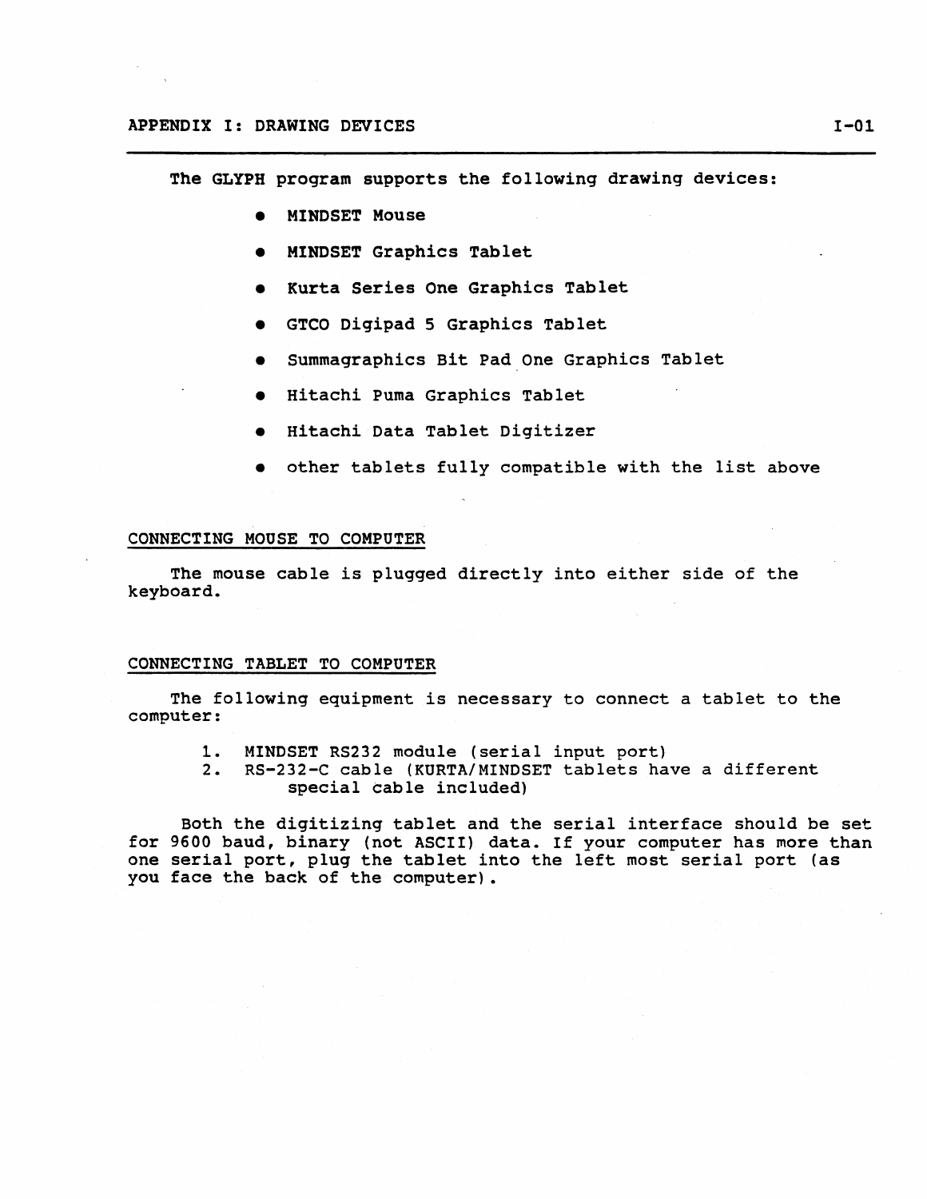# APPENDIX I: DRAWING DEVICES

The GLYPH program supports the following drawing devices:

- MINDSET Mouse
- MINDSET Graphics Tablet
- Kurta Series One Graphics Tablet
- GTCO Digipad 5 Graphics Tablet
- Summagraphics Bit Pad One Graphics Tablet
- Hitachi Puma Graphics Tablet
- Hitachi Data Tablet Digitizer
- other tablets fully compatible with the list above

## CONNECTING MOUSE TO COMPUTER

The mouse cable is plugged directly into either side of the keyboard.

## CONNECTING TABLET TO COMPUTER

The following equipment is necessary to connect a tablet to the computer:

1. MINDSET RS232 module (serial input port)
2. RS-232-C cable (KURTA/MINDSET tablets have a different special cable included)

Both the digitizing tablet and the serial interface should be set for 9600 baud, binary (not ASCII) data. If your computer has more than one serial port, plug the tablet into the left most serial port (as you face the back of the computer).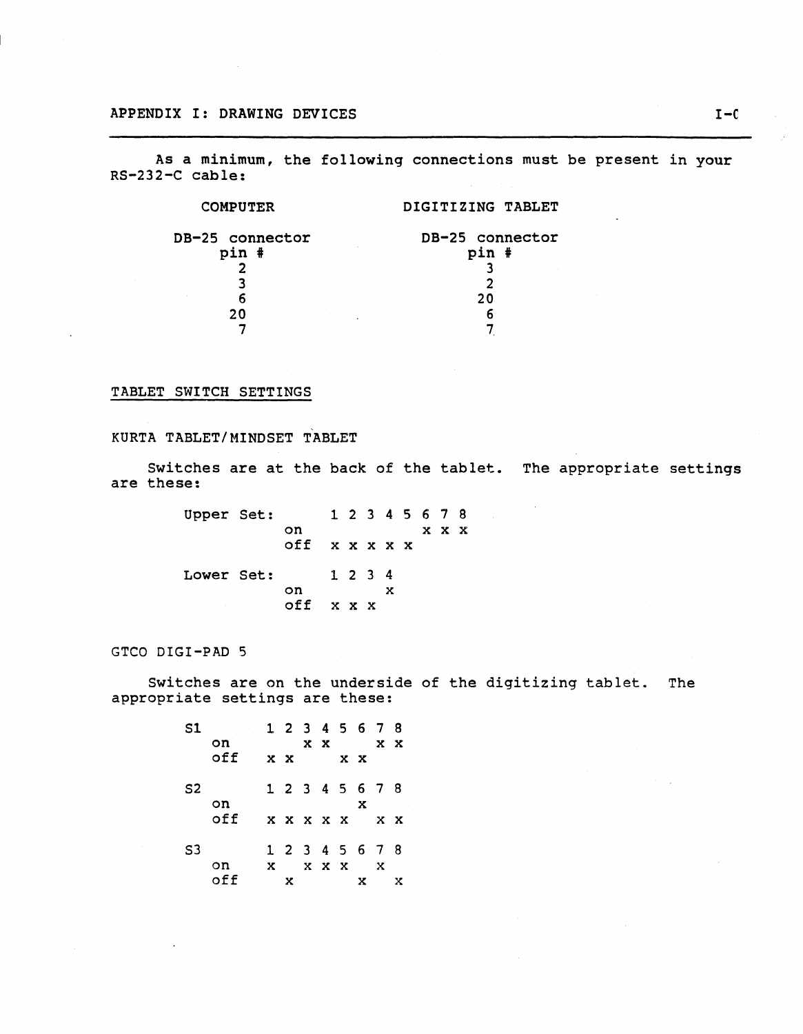As a minimum, the following connections must be present in your RS-232-C cable:

| COMPUTER DB-25 connector pin # | DIGITIZING TABLET DB-25 connector pin # |
|---|---|
| 2 | 3 |
| 3 | 2 |
| 6 | 20 |
| 20 | 6 |
| 7 | 7 |

## TABLET SWITCH SETTINGS

### KURTA TABLET/MINDSET TABLET

Switches are at the back of the tablet. The appropriate settings are these:

Upper Set:

| | 1 | 2 | 3 | 4 | 5 | 6 | 7 | 8 |
|---|---|---|---|---|---|---|---|---|
| on | | | | | | x | x | x |
| off | x | x | x | x | x | | | |

Lower Set:

| | 1 | 2 | 3 | 4 |
|---|---|---|---|---|
| on | | | | x |
| off | x | x | x | |

### GTCO DIGI-PAD 5

Switches are on the underside of the digitizing tablet. The appropriate settings are these:

S1

| | 1 | 2 | 3 | 4 | 5 | 6 | 7 | 8 |
|---|---|---|---|---|---|---|---|---|
| on | | | x | x | | | x | x |
| off | x | x | | | x | x | | |

S2

| | 1 | 2 | 3 | 4 | 5 | 6 | 7 | 8 |
|---|---|---|---|---|---|---|---|---|
| on | | | | | | x | | |
| off | x | x | x | x | x | | x | x |

S3

| | 1 | 2 | 3 | 4 | 5 | 6 | 7 | 8 |
|---|---|---|---|---|---|---|---|---|
| on | x | | x | x | x | | x | |
| off | | x | | | | x | | x |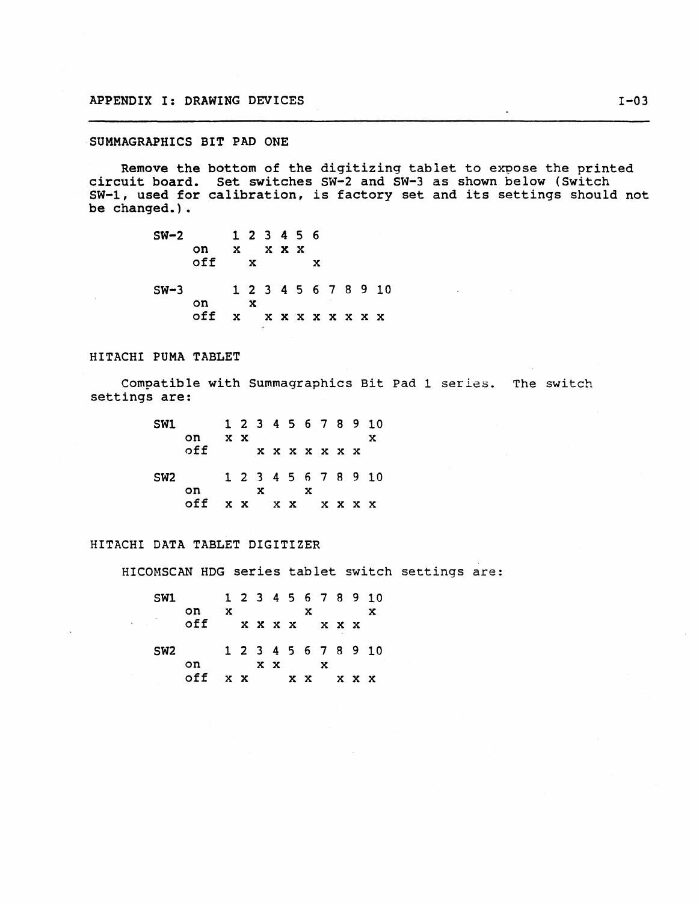## SUMMAGRAPHICS BIT PAD ONE

Remove the bottom of the digitizing tablet to expose the printed circuit board. Set switches SW-2 and SW-3 as shown below (Switch SW-1, used for calibration, is factory set and its settings should not be changed.).

| SW-2 | 1 | 2 | 3 | 4 | 5 | 6 |
|---|---|---|---|---|---|---|
| on | x | | x | x | x | |
| off | | x | | | | x |

| SW-3 | 1 | 2 | 3 | 4 | 5 | 6 | 7 | 8 | 9 | 10 |
|---|---|---|---|---|---|---|---|---|---|---|
| on | | x | | | | | | | | |
| off | x | | x | x | x | x | x | x | x | x |

## HITACHI PUMA TABLET

Compatible with Summagraphics Bit Pad 1 series. The switch settings are:

| SW1 | 1 | 2 | 3 | 4 | 5 | 6 | 7 | 8 | 9 | 10 |
|---|---|---|---|---|---|---|---|---|---|---|
| on | x | x | | | | | | | | x |
| off | | | x | x | x | x | x | x | x | |

| SW2 | 1 | 2 | 3 | 4 | 5 | 6 | 7 | 8 | 9 | 10 |
|---|---|---|---|---|---|---|---|---|---|---|
| on | | | x | | | x | | | | |
| off | x | x | | x | x | | x | x | x | x |

## HITACHI DATA TABLET DIGITIZER

HICOMSCAN HDG series tablet switch settings are:

| SW1 | 1 | 2 | 3 | 4 | 5 | 6 | 7 | 8 | 9 | 10 |
|---|---|---|---|---|---|---|---|---|---|---|
| on | x | | | | | x | | | | x |
| off | | x | x | x | x | | x | x | x | |

| SW2 | 1 | 2 | 3 | 4 | 5 | 6 | 7 | 8 | 9 | 10 |
|---|---|---|---|---|---|---|---|---|---|---|
| on | | | x | x | | | x | | | |
| off | x | x | | | x | x | | x | x | x |